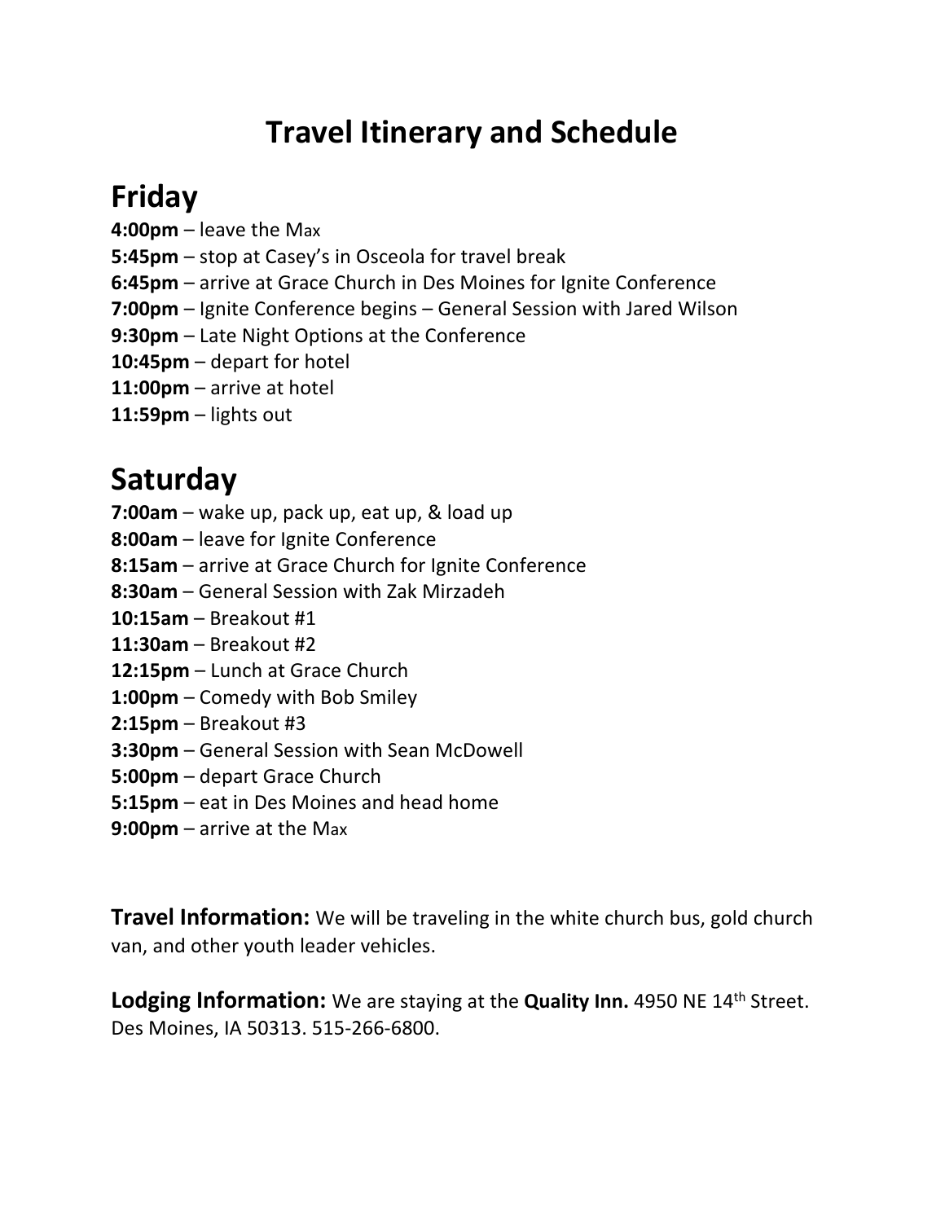# Travel Itinerary and Schedule

## Friday

**4:00pm** – leave the Max
**5:45pm** – stop at Casey's in Osceola for travel break
**6:45pm** – arrive at Grace Church in Des Moines for Ignite Conference
**7:00pm** – Ignite Conference begins – General Session with Jared Wilson
**9:30pm** – Late Night Options at the Conference
**10:45pm** – depart for hotel
**11:00pm** – arrive at hotel
**11:59pm** – lights out

## Saturday

**7:00am** – wake up, pack up, eat up, & load up
**8:00am** – leave for Ignite Conference
**8:15am** – arrive at Grace Church for Ignite Conference
**8:30am** – General Session with Zak Mirzadeh
**10:15am** – Breakout #1
**11:30am** – Breakout #2
**12:15pm** – Lunch at Grace Church
**1:00pm** – Comedy with Bob Smiley
**2:15pm** – Breakout #3
**3:30pm** – General Session with Sean McDowell
**5:00pm** – depart Grace Church
**5:15pm** – eat in Des Moines and head home
**9:00pm** – arrive at the Max

**Travel Information:** We will be traveling in the white church bus, gold church van, and other youth leader vehicles.

**Lodging Information:** We are staying at the **Quality Inn.** 4950 NE 14th Street. Des Moines, IA 50313. 515-266-6800.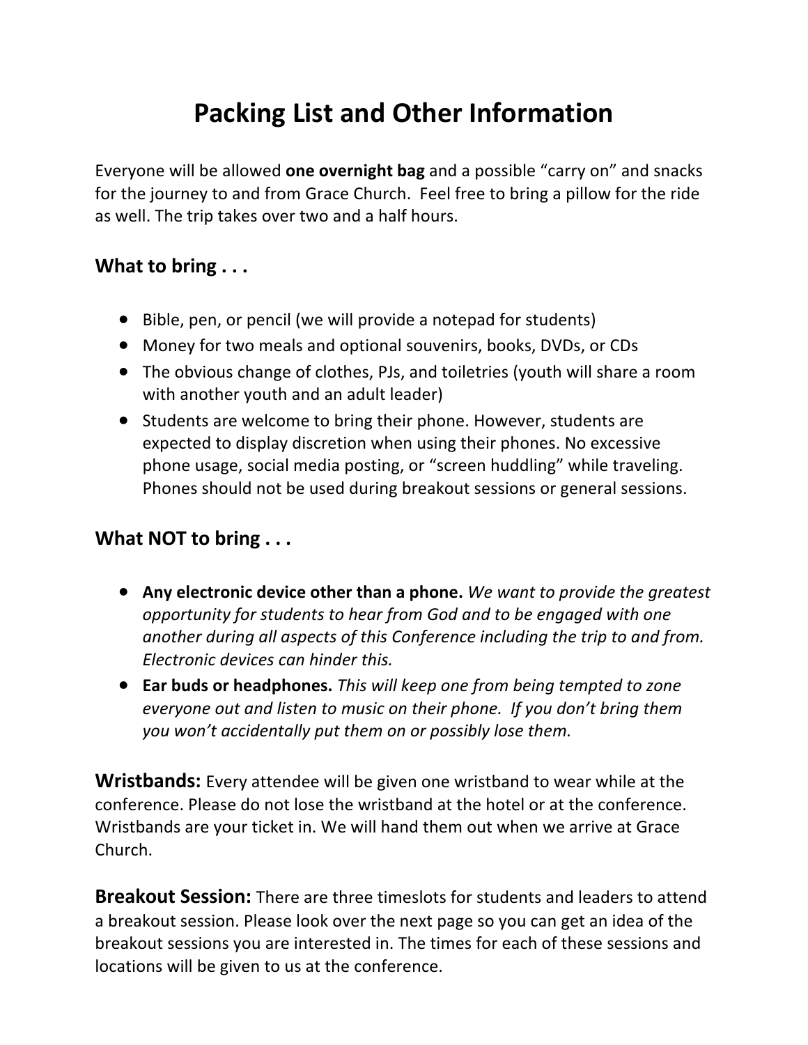# Packing List and Other Information

Everyone will be allowed **one overnight bag** and a possible "carry on" and snacks for the journey to and from Grace Church. Feel free to bring a pillow for the ride as well. The trip takes over two and a half hours.

## What to bring . . .

- Bible, pen, or pencil (we will provide a notepad for students)
- Money for two meals and optional souvenirs, books, DVDs, or CDs
- The obvious change of clothes, PJs, and toiletries (youth will share a room with another youth and an adult leader)
- Students are welcome to bring their phone. However, students are expected to display discretion when using their phones. No excessive phone usage, social media posting, or "screen huddling" while traveling. Phones should not be used during breakout sessions or general sessions.

## What NOT to bring . . .

- **Any electronic device other than a phone.** *We want to provide the greatest opportunity for students to hear from God and to be engaged with one another during all aspects of this Conference including the trip to and from. Electronic devices can hinder this.*
- **Ear buds or headphones.** *This will keep one from being tempted to zone everyone out and listen to music on their phone. If you don't bring them you won't accidentally put them on or possibly lose them.*

**Wristbands:** Every attendee will be given one wristband to wear while at the conference. Please do not lose the wristband at the hotel or at the conference. Wristbands are your ticket in. We will hand them out when we arrive at Grace Church.

**Breakout Session:** There are three timeslots for students and leaders to attend a breakout session. Please look over the next page so you can get an idea of the breakout sessions you are interested in. The times for each of these sessions and locations will be given to us at the conference.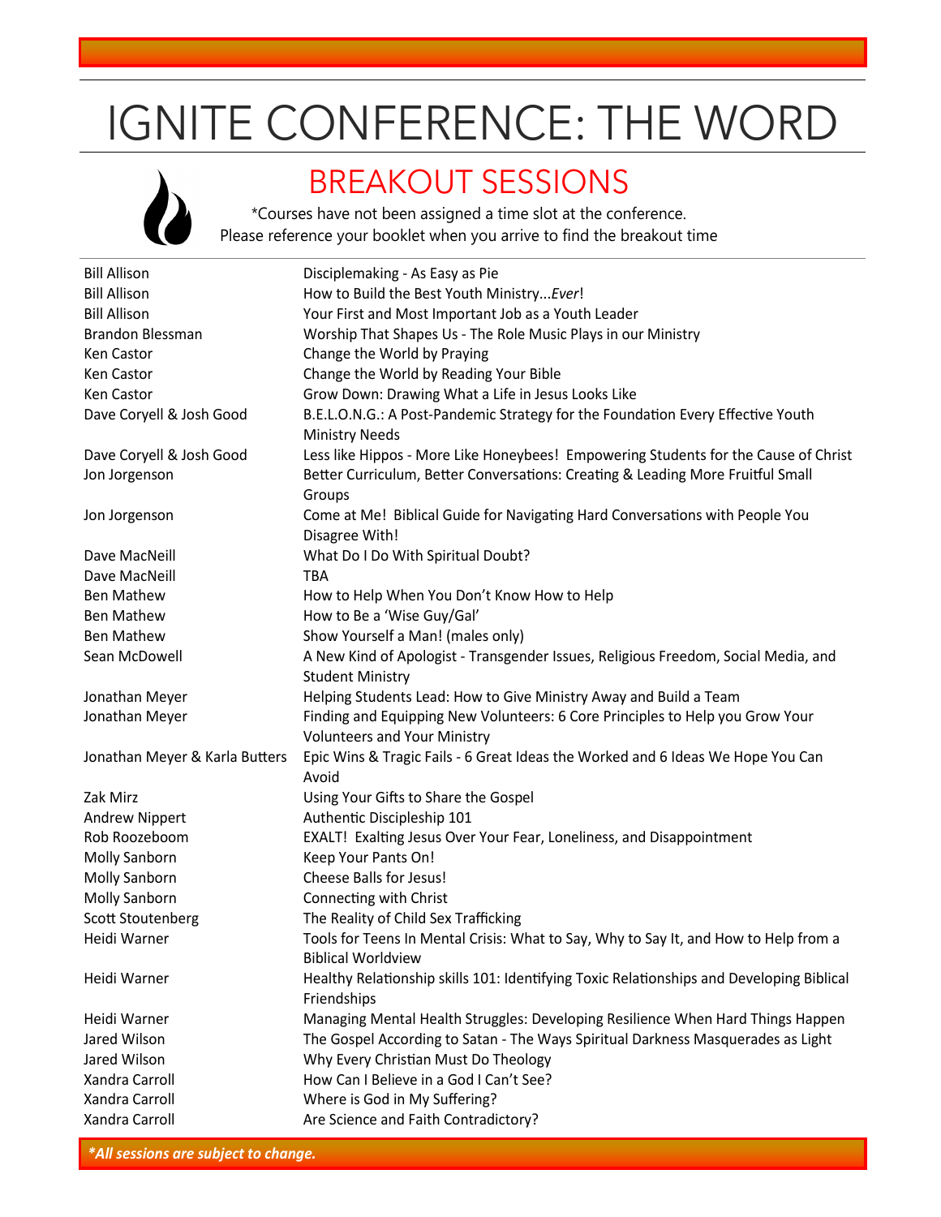# IGNITE CONFERENCE: THE WORD

## BREAKOUT SESSIONS

*Courses have not been assigned a time slot at the conference.
Please reference your booklet when you arrive to find the breakout time

| | |
|---|---|
| Bill Allison | Disciplemaking - As Easy as Pie |
| Bill Allison | How to Build the Best Youth Ministry...*Ever*! |
| Bill Allison | Your First and Most Important Job as a Youth Leader |
| Brandon Blessman | Worship That Shapes Us - The Role Music Plays in our Ministry |
| Ken Castor | Change the World by Praying |
| Ken Castor | Change the World by Reading Your Bible |
| Ken Castor | Grow Down: Drawing What a Life in Jesus Looks Like |
| Dave Coryell & Josh Good | B.E.L.O.N.G.: A Post-Pandemic Strategy for the Foundation Every Effective Youth Ministry Needs |
| Dave Coryell & Josh Good | Less like Hippos - More Like Honeybees! Empowering Students for the Cause of Christ |
| Jon Jorgenson | Better Curriculum, Better Conversations: Creating & Leading More Fruitful Small Groups |
| Jon Jorgenson | Come at Me! Biblical Guide for Navigating Hard Conversations with People You Disagree With! |
| Dave MacNeill | What Do I Do With Spiritual Doubt? |
| Dave MacNeill | TBA |
| Ben Mathew | How to Help When You Don't Know How to Help |
| Ben Mathew | How to Be a 'Wise Guy/Gal' |
| Ben Mathew | Show Yourself a Man! (males only) |
| Sean McDowell | A New Kind of Apologist - Transgender Issues, Religious Freedom, Social Media, and Student Ministry |
| Jonathan Meyer | Helping Students Lead: How to Give Ministry Away and Build a Team |
| Jonathan Meyer | Finding and Equipping New Volunteers: 6 Core Principles to Help you Grow Your Volunteers and Your Ministry |
| Jonathan Meyer & Karla Butters | Epic Wins & Tragic Fails - 6 Great Ideas the Worked and 6 Ideas We Hope You Can Avoid |
| Zak Mirz | Using Your Gifts to Share the Gospel |
| Andrew Nippert | Authentic Discipleship 101 |
| Rob Roozeboom | EXALT! Exalting Jesus Over Your Fear, Loneliness, and Disappointment |
| Molly Sanborn | Keep Your Pants On! |
| Molly Sanborn | Cheese Balls for Jesus! |
| Molly Sanborn | Connecting with Christ |
| Scott Stoutenberg | The Reality of Child Sex Trafficking |
| Heidi Warner | Tools for Teens In Mental Crisis: What to Say, Why to Say It, and How to Help from a Biblical Worldview |
| Heidi Warner | Healthy Relationship skills 101: Identifying Toxic Relationships and Developing Biblical Friendships |
| Heidi Warner | Managing Mental Health Struggles: Developing Resilience When Hard Things Happen |
| Jared Wilson | The Gospel According to Satan - The Ways Spiritual Darkness Masquerades as Light |
| Jared Wilson | Why Every Christian Must Do Theology |
| Xandra Carroll | How Can I Believe in a God I Can't See? |
| Xandra Carroll | Where is God in My Suffering? |
| Xandra Carroll | Are Science and Faith Contradictory? |

***All sessions are subject to change.***